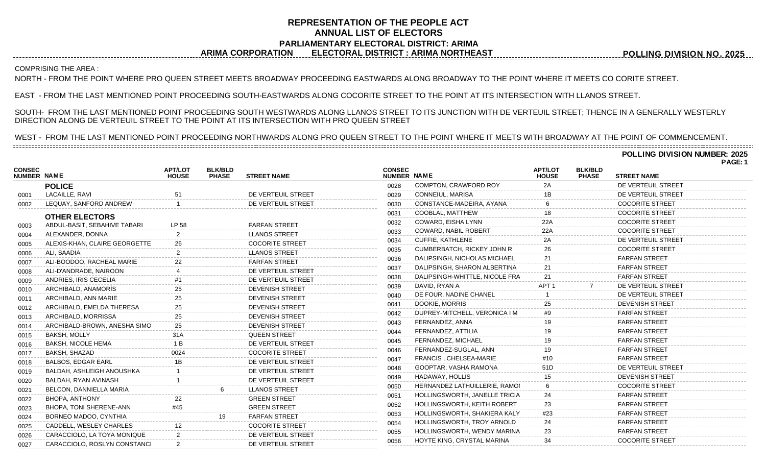# REPRESENTATION OF THE PEOPLE ACT
## ANNUAL LIST OF ELECTORS
### PARLIAMENTARY ELECTORAL DISTRICT: ARIMA
### ARIMA CORPORATION ELECTORAL DISTRICT : ARIMA NORTHEAST

**POLLING DIVISION NO. 2025**

COMPRISING THE AREA :

NORTH - FROM THE POINT WHERE PRO QUEEN STREET MEETS BROADWAY PROCEEDING EASTWARDS ALONG BROADWAY TO THE POINT WHERE IT MEETS CO CORITE STREET.

EAST - FROM THE LAST MENTIONED POINT PROCEEDING SOUTH-EASTWARDS ALONG COCORITE STREET TO THE POINT AT ITS INTERSECTION WITH LLANOS STREET.

SOUTH- FROM THE LAST MENTIONED POINT PROCEEDING SOUTH WESTWARDS ALONG LLANOS STREET TO ITS JUNCTION WITH DE VERTEUIL STREET; THENCE IN A GENERALLY WESTERLY DIRECTION ALONG DE VERTEUIL STREET TO THE POINT AT ITS INTERSECTION WITH PRO QUEEN STREET

WEST - FROM THE LAST MENTIONED POINT PROCEEDING NORTHWARDS ALONG PRO QUEEN STREET TO THE POINT WHERE IT MEETS WITH BROADWAY AT THE POINT OF COMMENCEMENT.

**POLLING DIVISION NUMBER: 2025**

**PAGE: 1**

| CONSEC NUMBER | NAME | APT/LOT HOUSE | BLK/BLD PHASE | STREET NAME |
|---|---|---|---|---|
| | **POLICE** | | | |
| 0001 | LACAILLE, RAVI | 51 | | DE VERTEUIL STREET |
| 0002 | LEQUAY, SANFORD ANDREW | 1 | | DE VERTEUIL STREET |
| | **OTHER ELECTORS** | | | |
| 0003 | ABDUL-BASIT, SEBAHIVE TABARI | LP 58 | | FARFAN STREET |
| 0004 | ALEXANDER, DONNA | 2 | | LLANOS STREET |
| 0005 | ALEXIS-KHAN, CLAIRE GEORGETTE | 26 | | COCORITE STREET |
| 0006 | ALI, SAADIA | 2 | | LLANOS STREET |
| 0007 | ALI-BOODOO, RACHEAL MARIE | 22 | | FARFAN STREET |
| 0008 | ALI-D'ANDRADE, NAIROON | 4 | | DE VERTEUIL STREET |
| 0009 | ANDRIES, IRIS CECELIA | #1 | | DE VERTEUIL STREET |
| 0010 | ARCHIBALD, ANAMORÍS | 25 | | DEVENISH STREET |
| 0011 | ARCHIBALD, ANN MARIE | 25 | | DEVENISH STREET |
| 0012 | ARCHIBALD, EMELDA THERESA | 25 | | DEVENISH STREET |
| 0013 | ARCHIBALD, MORRISSA | 25 | | DEVENISH STREET |
| 0014 | ARCHIBALD-BROWN, ANESHA SIMO | 25 | | DEVENISH STREET |
| 0015 | BAKSH, MOLLY | 31A | | QUEEN STREET |
| 0016 | BAKSH, NICOLE HEMA | 1 B | | DE VERTEUIL STREET |
| 0017 | BAKSH, SHAZAD | 0024 | | COCORITE STREET |
| 0018 | BALBOS, EDGAR EARL | 1B | | DE VERTEUIL STREET |
| 0019 | BALDAH, ASHLEIGH ANOUSHKA | 1 | | DE VERTEUIL STREET |
| 0020 | BALDAH, RYAN AVINASH | 1 | | DE VERTEUIL STREET |
| 0021 | BELCON, DANNIELLA MARIA | | 6 | LLANOS STREET |
| 0022 | BHOPA, ANTHONY | 22 | | GREEN STREET |
| 0023 | BHOPA, TONI SHERENE-ANN | #45 | | GREEN STREET |
| 0024 | BORNEO MADOO, CYNTHIA | | 19 | FARFAN STREET |
| 0025 | CADDELL, WESLEY CHARLES | 12 | | COCORITE STREET |
| 0026 | CARACCIOLO, LA TOYA MONIQUE | 2 | | DE VERTEUIL STREET |
| 0027 | CARACCIOLO, ROSLYN CONSTANCI | 2 | | DE VERTEUIL STREET |
| 0028 | COMPTON, CRAWFORD ROY | 2A | | DE VERTEUIL STREET |
| 0029 | CONNEIUL, MARISA | 1B | | DE VERTEUIL STREET |
| 0030 | CONSTANCE-MADEIRA, AYANA | 6 | | COCORITE STREET |
| 0031 | COOBLAL, MATTHEW | 18 | | COCORITE STREET |
| 0032 | COWARD, EISHA LYNN | 22A | | COCORITE STREET |
| 0033 | COWARD, NABIL ROBERT | 22A | | COCORITE STREET |
| 0034 | CUFFIE, KATHLENE | 2A | | DE VERTEUIL STREET |
| 0035 | CUMBERBATCH, RICKEY JOHN R | 26 | | COCORITE STREET |
| 0036 | DALIPSINGH, NICHOLAS MICHAEL | 21 | | FARFAN STREET |
| 0037 | DALIPSINGH, SHARON ALBERTINA | 21 | | FARFAN STREET |
| 0038 | DALIPSINGH-WHITTLE, NICOLE FRA | 21 | | FARFAN STREET |
| 0039 | DAVID, RYAN A | APT 1 | 7 | DE VERTEUIL STREET |
| 0040 | DE FOUR, NADINE CHANEL | 1 | | DE VERTEUIL STREET |
| 0041 | DOOKIE, MORRIS | 25 | | DEVENISH STREET |
| 0042 | DUPREY-MITCHELL, VERONICA I M | #9 | | FARFAN STREET |
| 0043 | FERNANDEZ, ANNA | 19 | | FARFAN STREET |
| 0044 | FERNANDEZ, ATTILIA | 19 | | FARFAN STREET |
| 0045 | FERNANDEZ, MICHAEL | 19 | | FARFAN STREET |
| 0046 | FERNANDEZ-SUGLAL, ANN | 19 | | FARFAN STREET |
| 0047 | FRANCIS , CHELSEA-MARIE | #10 | | FARFAN STREET |
| 0048 | GOOPTAR, VASHA RAMONA | 51D | | DE VERTEUIL STREET |
| 0049 | HADAWAY, HOLLIS | 15 | | DEVENISH STREET |
| 0050 | HERNANDEZ LATHUILLERIE, RAMOI | 6 | | COCORITE STREET |
| 0051 | HOLLINGSWORTH, JANELLE TRICIA | 24 | | FARFAN STREET |
| 0052 | HOLLINGSWORTH, KEITH ROBERT | 23 | | FARFAN STREET |
| 0053 | HOLLINGSWORTH, SHAKIERA KALY | #23 | | FARFAN STREET |
| 0054 | HOLLINGSWORTH, TROY ARNOLD | 24 | | FARFAN STREET |
| 0055 | HOLLINGSWORTH, WENDY MARINA | 23 | | FARFAN STREET |
| 0056 | HOYTE KING, CRYSTAL MARINA | 34 | | COCORITE STREET |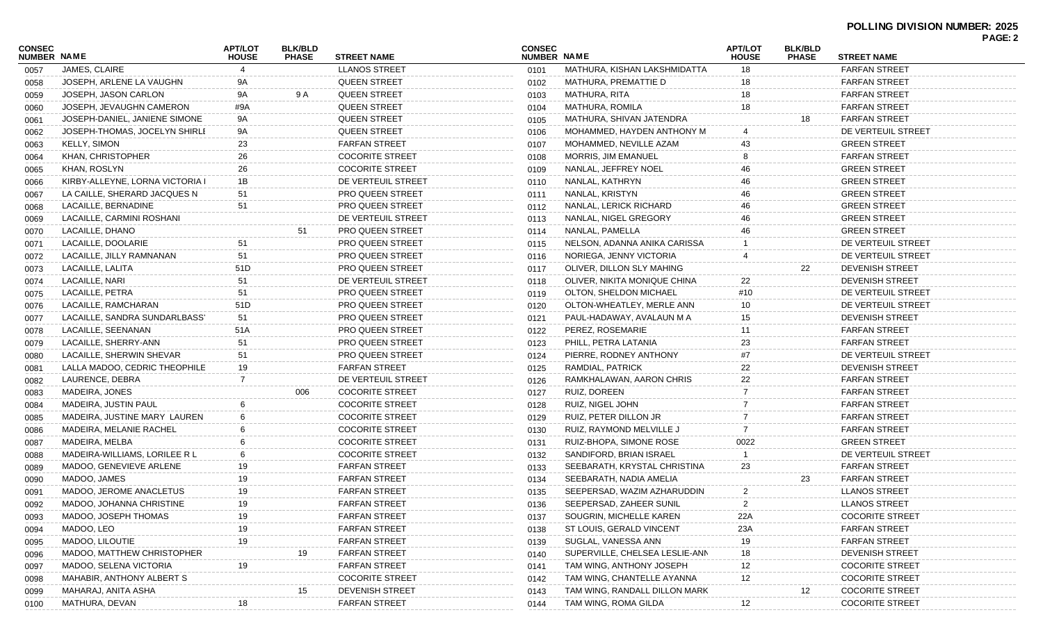**POLLING DIVISION NUMBER: 2025**

| CONSEC NUMBER | NAME | APT/LOT HOUSE | BLK/BLD PHASE | STREET NAME |
|---|---|---|---|---|
| 0057 | JAMES, CLAIRE | 4 | | LLANOS STREET |
| 0058 | JOSEPH, ARLENE LA VAUGHN | 9A | | QUEEN STREET |
| 0059 | JOSEPH, JASON CARLON | 9A | 9 A | QUEEN STREET |
| 0060 | JOSEPH, JEVAUGHN CAMERON | #9A | | QUEEN STREET |
| 0061 | JOSEPH-DANIEL, JANIENE SIMONE | 9A | | QUEEN STREET |
| 0062 | JOSEPH-THOMAS, JOCELYN SHIRLI | 9A | | QUEEN STREET |
| 0063 | KELLY, SIMON | 23 | | FARFAN STREET |
| 0064 | KHAN, CHRISTOPHER | 26 | | COCORITE STREET |
| 0065 | KHAN, ROSLYN | 26 | | COCORITE STREET |
| 0066 | KIRBY-ALLEYNE, LORNA VICTORIA I | 1B | | DE VERTEUIL STREET |
| 0067 | LA CAILLE, SHERARD JACQUES N | 51 | | PRO QUEEN STREET |
| 0068 | LACAILLE, BERNADINE | 51 | | PRO QUEEN STREET |
| 0069 | LACAILLE, CARMINI ROSHANI | | | DE VERTEUIL STREET |
| 0070 | LACAILLE, DHANO | | 51 | PRO QUEEN STREET |
| 0071 | LACAILLE, DOOLARIE | 51 | | PRO QUEEN STREET |
| 0072 | LACAILLE, JILLY RAMNANAN | 51 | | PRO QUEEN STREET |
| 0073 | LACAILLE, LALITA | 51D | | PRO QUEEN STREET |
| 0074 | LACAILLE, NARI | 51 | | DE VERTEUIL STREET |
| 0075 | LACAILLE, PETRA | 51 | | PRO QUEEN STREET |
| 0076 | LACAILLE, RAMCHARAN | 51D | | PRO QUEEN STREET |
| 0077 | LACAILLE, SANDRA SUNDARLBASS' | 51 | | PRO QUEEN STREET |
| 0078 | LACAILLE, SEENANAN | 51A | | PRO QUEEN STREET |
| 0079 | LACAILLE, SHERRY-ANN | 51 | | PRO QUEEN STREET |
| 0080 | LACAILLE, SHERWIN SHEVAR | 51 | | PRO QUEEN STREET |
| 0081 | LALLA MADOO, CEDRIC THEOPHILE | 19 | | FARFAN STREET |
| 0082 | LAURENCE, DEBRA | 7 | | DE VERTEUIL STREET |
| 0083 | MADEIRA, JONES | | 006 | COCORITE STREET |
| 0084 | MADEIRA, JUSTIN PAUL | 6 | | COCORITE STREET |
| 0085 | MADEIRA, JUSTINE MARY LAUREN | 6 | | COCORITE STREET |
| 0086 | MADEIRA, MELANIE RACHEL | 6 | | COCORITE STREET |
| 0087 | MADEIRA, MELBA | 6 | | COCORITE STREET |
| 0088 | MADEIRA-WILLIAMS, LORILEE R L | 6 | | COCORITE STREET |
| 0089 | MADOO, GENEVIEVE ARLENE | 19 | | FARFAN STREET |
| 0090 | MADOO, JAMES | 19 | | FARFAN STREET |
| 0091 | MADOO, JEROME ANACLETUS | 19 | | FARFAN STREET |
| 0092 | MADOO, JOHANNA CHRISTINE | 19 | | FARFAN STREET |
| 0093 | MADOO, JOSEPH THOMAS | 19 | | FARFAN STREET |
| 0094 | MADOO, LEO | 19 | | FARFAN STREET |
| 0095 | MADOO, LILOUTIE | 19 | | FARFAN STREET |
| 0096 | MADOO, MATTHEW CHRISTOPHER | | 19 | FARFAN STREET |
| 0097 | MADOO, SELENA VICTORIA | 19 | | FARFAN STREET |
| 0098 | MAHABIR, ANTHONY ALBERT S | | | COCORITE STREET |
| 0099 | MAHARAJ, ANITA ASHA | | 15 | DEVENISH STREET |
| 0100 | MATHURA, DEVAN | 18 | | FARFAN STREET |
| 0101 | MATHURA, KISHAN LAKSHMIDATTA | 18 | | FARFAN STREET |
| 0102 | MATHURA, PREMATTIE D | 18 | | FARFAN STREET |
| 0103 | MATHURA, RITA | 18 | | FARFAN STREET |
| 0104 | MATHURA, ROMILA | 18 | | FARFAN STREET |
| 0105 | MATHURA, SHIVAN JATENDRA | | 18 | FARFAN STREET |
| 0106 | MOHAMMED, HAYDEN ANTHONY M | 4 | | DE VERTEUIL STREET |
| 0107 | MOHAMMED, NEVILLE AZAM | 43 | | GREEN STREET |
| 0108 | MORRIS, JIM EMANUEL | 8 | | FARFAN STREET |
| 0109 | NANLAL, JEFFREY NOEL | 46 | | GREEN STREET |
| 0110 | NANLAL, KATHRYN | 46 | | GREEN STREET |
| 0111 | NANLAL, KRISTYN | 46 | | GREEN STREET |
| 0112 | NANLAL, LERICK RICHARD | 46 | | GREEN STREET |
| 0113 | NANLAL, NIGEL GREGORY | 46 | | GREEN STREET |
| 0114 | NANLAL, PAMELLA | 46 | | GREEN STREET |
| 0115 | NELSON, ADANNA ANIKA CARISSA | 1 | | DE VERTEUIL STREET |
| 0116 | NORIEGA, JENNY VICTORIA | 4 | | DE VERTEUIL STREET |
| 0117 | OLIVER, DILLON SLY MAHING | | 22 | DEVENISH STREET |
| 0118 | OLIVER, NIKITA MONIQUE CHINA | 22 | | DEVENISH STREET |
| 0119 | OLTON, SHELDON MICHAEL | #10 | | DE VERTEUIL STREET |
| 0120 | OLTON-WHEATLEY, MERLE ANN | 10 | | DE VERTEUIL STREET |
| 0121 | PAUL-HADAWAY, AVALAUN M A | 15 | | DEVENISH STREET |
| 0122 | PEREZ, ROSEMARIE | 11 | | FARFAN STREET |
| 0123 | PHILL, PETRA LATANIA | 23 | | FARFAN STREET |
| 0124 | PIERRE, RODNEY ANTHONY | #7 | | DE VERTEUIL STREET |
| 0125 | RAMDIAL, PATRICK | 22 | | DEVENISH STREET |
| 0126 | RAMKHALAWAN, AARON CHRIS | 22 | | FARFAN STREET |
| 0127 | RUIZ, DOREEN | 7 | | FARFAN STREET |
| 0128 | RUIZ, NIGEL JOHN | 7 | | FARFAN STREET |
| 0129 | RUIZ, PETER DILLON JR | 7 | | FARFAN STREET |
| 0130 | RUIZ, RAYMOND MELVILLE J | 7 | | FARFAN STREET |
| 0131 | RUIZ-BHOPA, SIMONE ROSE | 0022 | | GREEN STREET |
| 0132 | SANDIFORD, BRIAN ISRAEL | 1 | | DE VERTEUIL STREET |
| 0133 | SEEBARATH, KRYSTAL CHRISTINA | 23 | | FARFAN STREET |
| 0134 | SEEBARATH, NADIA AMELIA | | 23 | FARFAN STREET |
| 0135 | SEEPERSAD, WAZIM AZHARUDDIN | 2 | | LLANOS STREET |
| 0136 | SEEPERSAD, ZAHEER SUNIL | 2 | | LLANOS STREET |
| 0137 | SOUGRIN, MICHELLE KAREN | 22A | | COCORITE STREET |
| 0138 | ST LOUIS, GERALD VINCENT | 23A | | FARFAN STREET |
| 0139 | SUGLAL, VANESSA ANN | 19 | | FARFAN STREET |
| 0140 | SUPERVILLE, CHELSEA LESLIE-ANN | 18 | | DEVENISH STREET |
| 0141 | TAM WING, ANTHONY JOSEPH | 12 | | COCORITE STREET |
| 0142 | TAM WING, CHANTELLE AYANNA | 12 | | COCORITE STREET |
| 0143 | TAM WING, RANDALL DILLON MARK | | 12 | COCORITE STREET |
| 0144 | TAM WING, ROMA GILDA | 12 | | COCORITE STREET |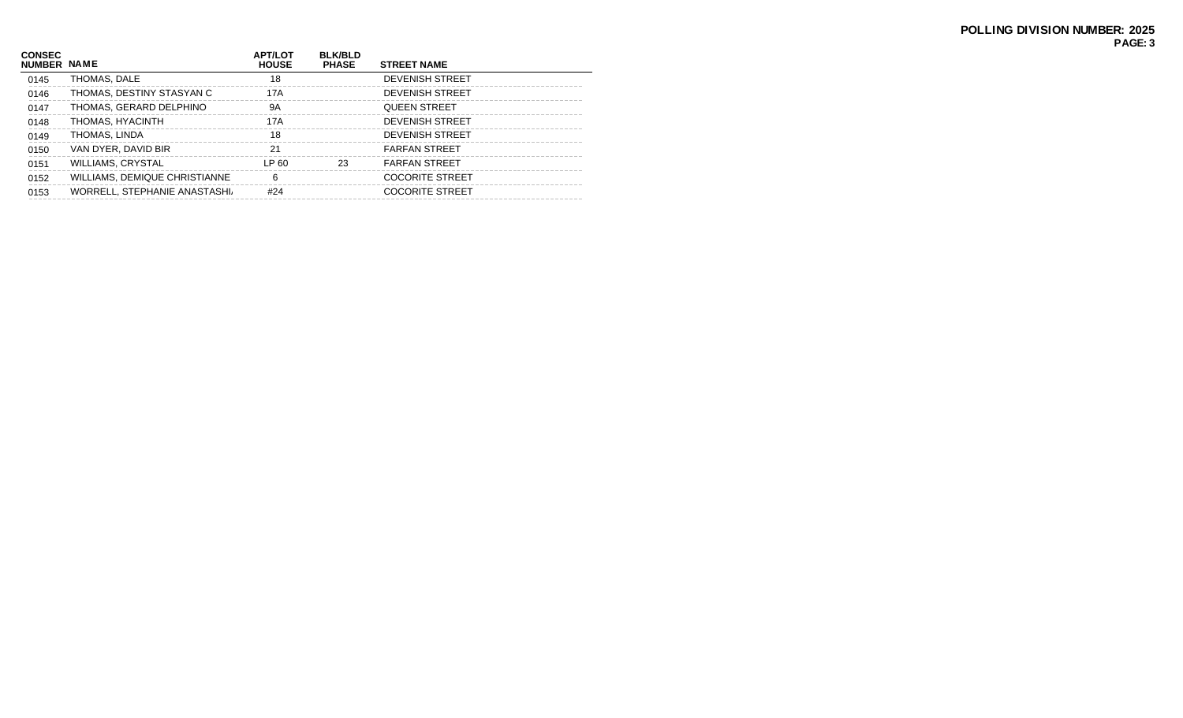**POLLING DIVISION NUMBER: 2025**

| CONSEC NUMBER | NAME | APT/LOT HOUSE | BLK/BLD PHASE | STREET NAME |
|---|---|---|---|---|
| 0145 | THOMAS, DALE | 18 | | DEVENISH STREET |
| 0146 | THOMAS, DESTINY STASYAN C | 17A | | DEVENISH STREET |
| 0147 | THOMAS, GERARD DELPHINO | 9A | | QUEEN STREET |
| 0148 | THOMAS, HYACINTH | 17A | | DEVENISH STREET |
| 0149 | THOMAS, LINDA | 18 | | DEVENISH STREET |
| 0150 | VAN DYER, DAVID BIR | 21 | | FARFAN STREET |
| 0151 | WILLIAMS, CRYSTAL | LP 60 | 23 | FARFAN STREET |
| 0152 | WILLIAMS, DEMIQUE CHRISTIANNE | 6 | | COCORITE STREET |
| 0153 | WORRELL, STEPHANIE ANASTASHI | #24 | | COCORITE STREET |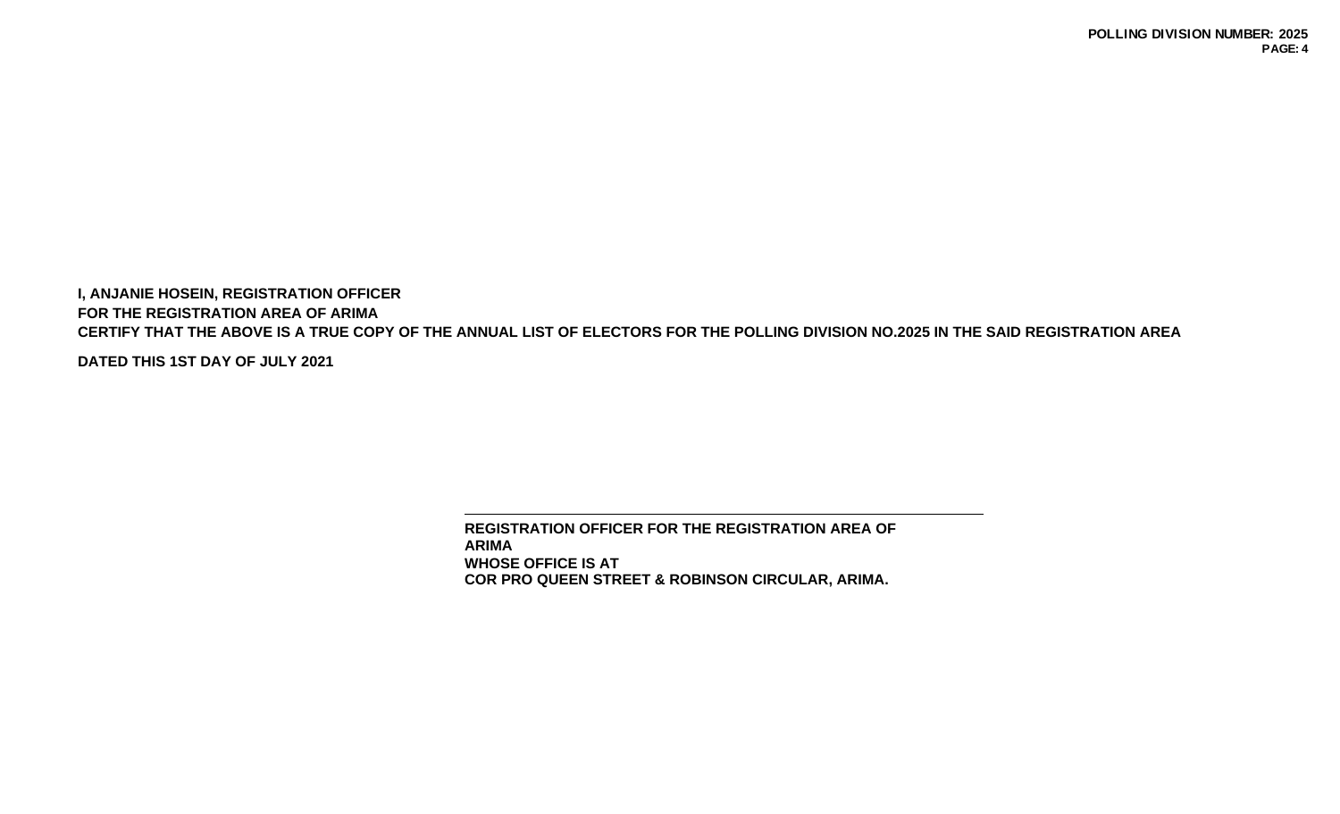**I, ANJANIE HOSEIN, REGISTRATION OFFICER**
**FOR THE REGISTRATION AREA OF ARIMA**
**CERTIFY THAT THE ABOVE IS A TRUE COPY OF THE ANNUAL LIST OF ELECTORS FOR THE POLLING DIVISION NO.2025 IN THE SAID REGISTRATION AREA**

**DATED THIS 1ST DAY OF JULY 2021**

---

**REGISTRATION OFFICER FOR THE REGISTRATION AREA OF ARIMA**
**WHOSE OFFICE IS AT**
**COR PRO QUEEN STREET & ROBINSON CIRCULAR, ARIMA.**